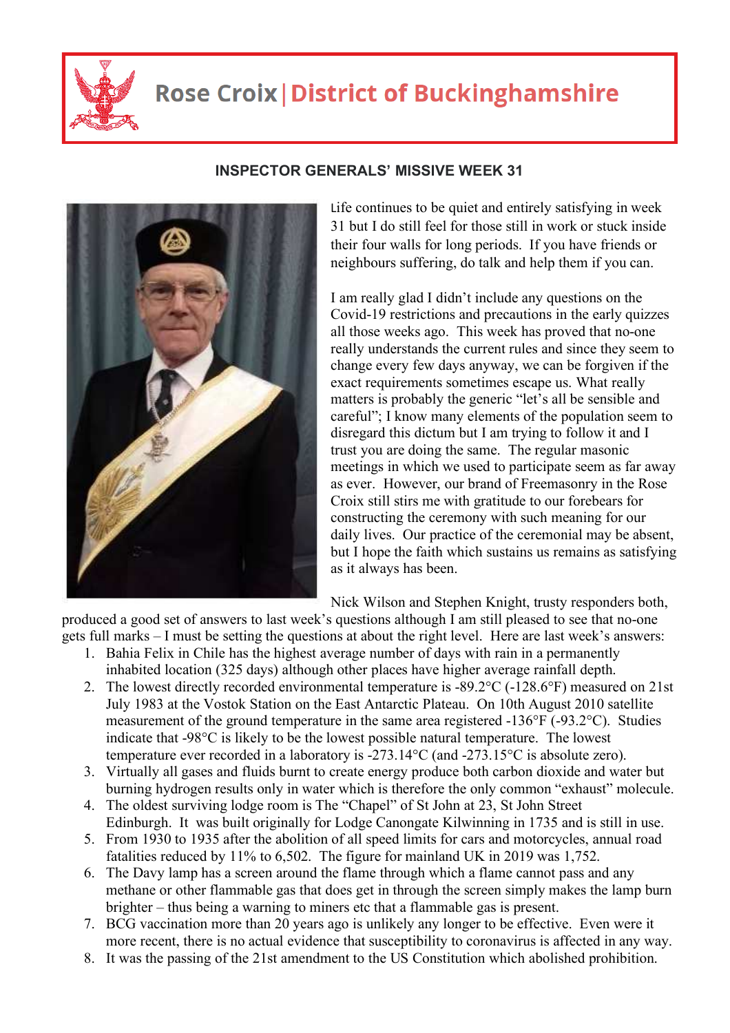# Rose Croix | District of Buckinghamshire

## INSPECTOR GENERALS' MISSIVE WEEK 31

Life continues to be quiet and entirely satisfying in week 31 but I do still feel for those still in work or stuck inside their four walls for long periods. If you have friends or neighbours suffering, do talk and help them if you can.

I am really glad I didn't include any questions on the Covid-19 restrictions and precautions in the early quizzes all those weeks ago. This week has proved that no-one really understands the current rules and since they seem to change every few days anyway, we can be forgiven if the exact requirements sometimes escape us. What really matters is probably the generic "let's all be sensible and careful"; I know many elements of the population seem to disregard this dictum but I am trying to follow it and I trust you are doing the same. The regular masonic meetings in which we used to participate seem as far away as ever. However, our brand of Freemasonry in the Rose Croix still stirs me with gratitude to our forebears for constructing the ceremony with such meaning for our daily lives. Our practice of the ceremonial may be absent, but I hope the faith which sustains us remains as satisfying as it always has been.

Nick Wilson and Stephen Knight, trusty responders both, produced a good set of answers to last week's questions although I am still pleased to see that no-one gets full marks – I must be setting the questions at about the right level. Here are last week's answers:

1. Bahia Felix in Chile has the highest average number of days with rain in a permanently inhabited location (325 days) although other places have higher average rainfall depth.
2. The lowest directly recorded environmental temperature is -89.2°C (-128.6°F) measured on 21st July 1983 at the Vostok Station on the East Antarctic Plateau. On 10th August 2010 satellite measurement of the ground temperature in the same area registered -136°F (-93.2°C). Studies indicate that -98°C is likely to be the lowest possible natural temperature. The lowest temperature ever recorded in a laboratory is -273.14°C (and -273.15°C is absolute zero).
3. Virtually all gases and fluids burnt to create energy produce both carbon dioxide and water but burning hydrogen results only in water which is therefore the only common "exhaust" molecule.
4. The oldest surviving lodge room is The "Chapel" of St John at 23, St John Street Edinburgh. It was built originally for Lodge Canongate Kilwinning in 1735 and is still in use.
5. From 1930 to 1935 after the abolition of all speed limits for cars and motorcycles, annual road fatalities reduced by 11% to 6,502. The figure for mainland UK in 2019 was 1,752.
6. The Davy lamp has a screen around the flame through which a flame cannot pass and any methane or other flammable gas that does get in through the screen simply makes the lamp burn brighter – thus being a warning to miners etc that a flammable gas is present.
7. BCG vaccination more than 20 years ago is unlikely any longer to be effective. Even were it more recent, there is no actual evidence that susceptibility to coronavirus is affected in any way.
8. It was the passing of the 21st amendment to the US Constitution which abolished prohibition.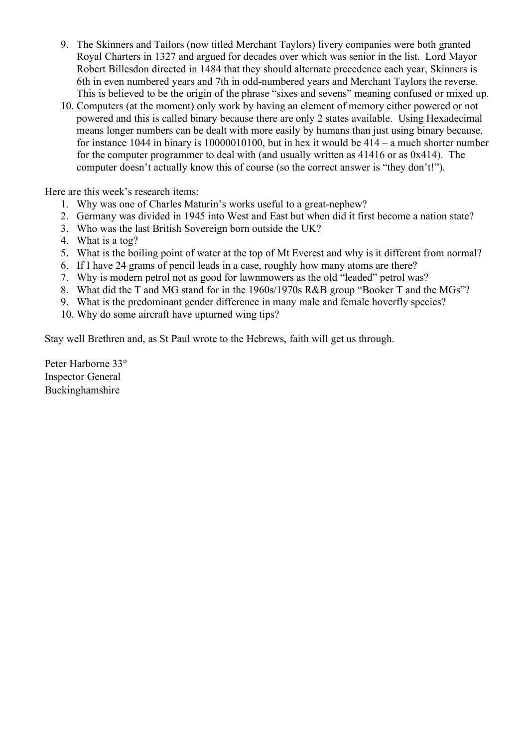9. The Skinners and Tailors (now titled Merchant Taylors) livery companies were both granted Royal Charters in 1327 and argued for decades over which was senior in the list. Lord Mayor Robert Billesdon directed in 1484 that they should alternate precedence each year, Skinners is 6th in even numbered years and 7th in odd-numbered years and Merchant Taylors the reverse. This is believed to be the origin of the phrase "sixes and sevens" meaning confused or mixed up.
10. Computers (at the moment) only work by having an element of memory either powered or not powered and this is called binary because there are only 2 states available. Using Hexadecimal means longer numbers can be dealt with more easily by humans than just using binary because, for instance 1044 in binary is 10000010100, but in hex it would be 414 – a much shorter number for the computer programmer to deal with (and usually written as $414_{16}$ or as 0x414). The computer doesn't actually know this of course (so the correct answer is "they don't!").

Here are this week's research items:

1. Why was one of Charles Maturin's works useful to a great-nephew?
2. Germany was divided in 1945 into West and East but when did it first become a nation state?
3. Who was the last British Sovereign born outside the UK?
4. What is a tog?
5. What is the boiling point of water at the top of Mt Everest and why is it different from normal?
6. If I have 24 grams of pencil leads in a case, roughly how many atoms are there?
7. Why is modern petrol not as good for lawnmowers as the old "leaded" petrol was?
8. What did the T and MG stand for in the 1960s/1970s R&B group "Booker T and the MGs"?
9. What is the predominant gender difference in many male and female hoverfly species?
10. Why do some aircraft have upturned wing tips?

Stay well Brethren and, as St Paul wrote to the Hebrews, faith will get us through.

Peter Harborne 33°
Inspector General
Buckinghamshire